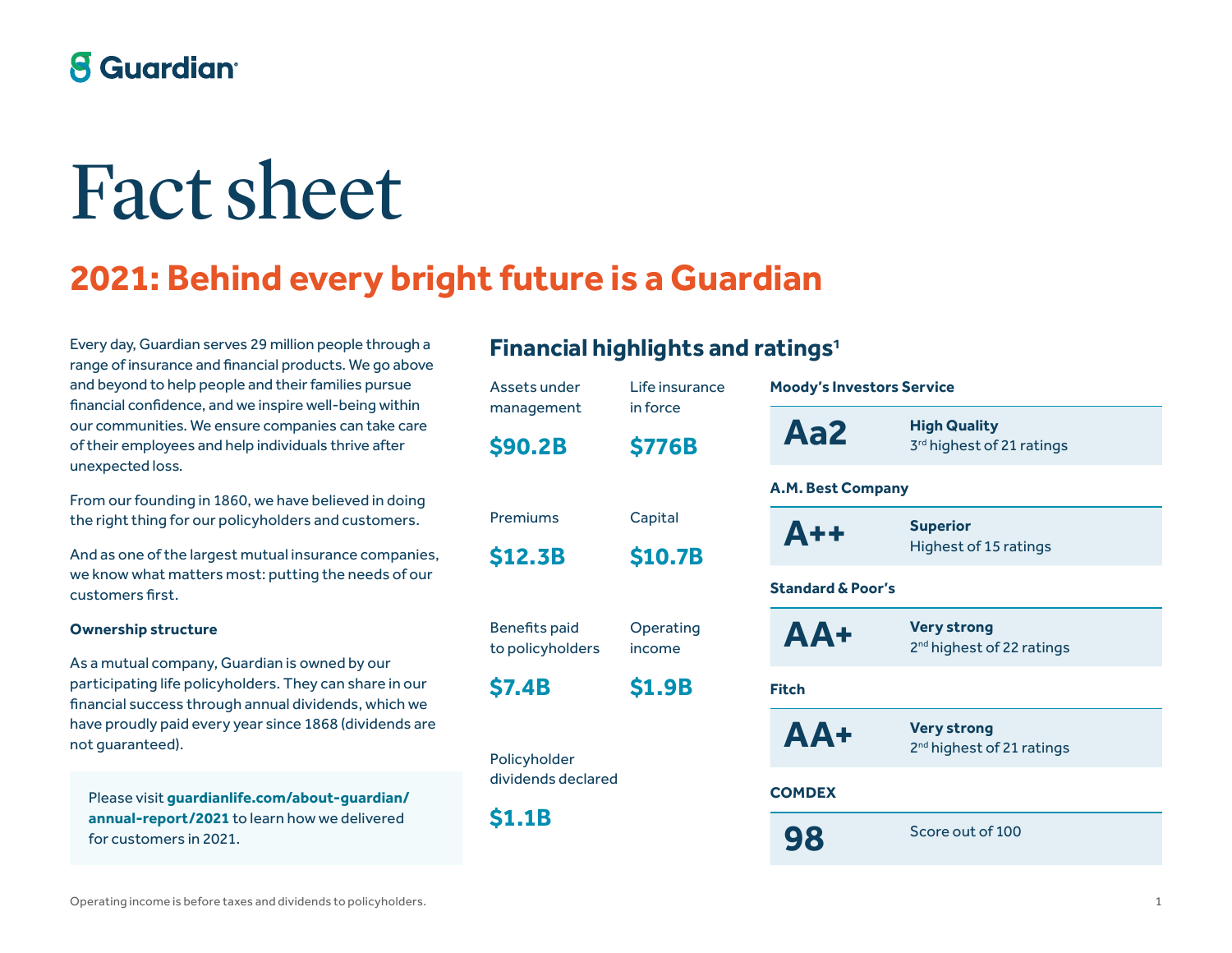Guardian

# Fact sheet

## 2021: Behind every bright future is a Guardian

Every day, Guardian serves 29 million people through a range of insurance and financial products. We go above and beyond to help people and their families pursue financial confidence, and we inspire well-being within our communities. We ensure companies can take care of their employees and help individuals thrive after unexpected loss.

From our founding in 1860, we have believed in doing the right thing for our policyholders and customers.

And as one of the largest mutual insurance companies, we know what matters most: putting the needs of our customers first.

**Ownership structure**

As a mutual company, Guardian is owned by our participating life policyholders. They can share in our financial success through annual dividends, which we have proudly paid every year since 1868 (dividends are not guaranteed).

Please visit **guardianlife.com/about-guardian/annual-report/2021** to learn how we delivered for customers in 2021.

### Financial highlights and ratings[1]

| Metric | Value |
| --- | --- |
| Assets under management | **$90.2B** |
| Life insurance in force | **$776B** |
| Premiums | **$12.3B** |
| Capital | **$10.7B** |
| Benefits paid to policyholders | **$7.4B** |
| Operating income | **$1.9B** |
| Policyholder dividends declared | **$1.1B** |

| Agency | Rating | Description |
| --- | --- | --- |
| Moody's Investors Service | **Aa2** | **High Quality** 3rd highest of 21 ratings |
| A.M. Best Company | **A++** | **Superior** Highest of 15 ratings |
| Standard & Poor's | **AA+** | **Very strong** 2nd highest of 22 ratings |
| Fitch | **AA+** | **Very strong** 2nd highest of 21 ratings |
| COMDEX | **98** | Score out of 100 |

Operating income is before taxes and dividends to policyholders.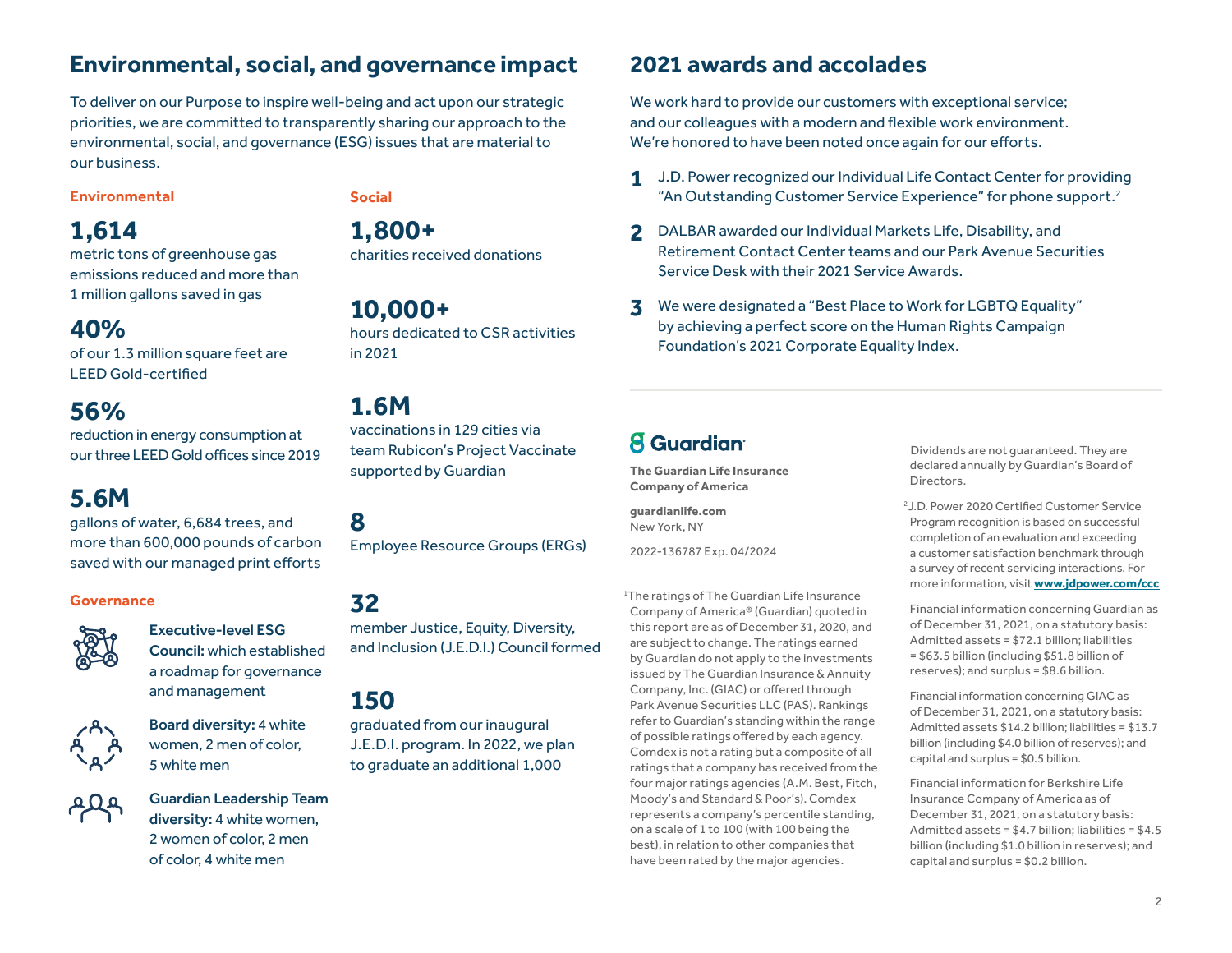## Environmental, social, and governance impact

To deliver on our Purpose to inspire well-being and act upon our strategic priorities, we are committed to transparently sharing our approach to the environmental, social, and governance (ESG) issues that are material to our business.

### Environmental

**1,614**
metric tons of greenhouse gas emissions reduced and more than 1 million gallons saved in gas

**40%**
of our 1.3 million square feet are LEED Gold-certified

**56%**
reduction in energy consumption at our three LEED Gold offices since 2019

**5.6M**
gallons of water, 6,684 trees, and more than 600,000 pounds of carbon saved with our managed print efforts

### Governance

**Executive-level ESG Council:** which established a roadmap for governance and management

**Board diversity:** 4 white women, 2 men of color, 5 white men

**Guardian Leadership Team diversity:** 4 white women, 2 women of color, 2 men of color, 4 white men

### Social

**1,800+**
charities received donations

**10,000+**
hours dedicated to CSR activities in 2021

**1.6M**
vaccinations in 129 cities via team Rubicon's Project Vaccinate supported by Guardian

**8**
Employee Resource Groups (ERGs)

**32**
member Justice, Equity, Diversity, and Inclusion (J.E.D.I.) Council formed

**150**
graduated from our inaugural J.E.D.I. program. In 2022, we plan to graduate an additional 1,000

## 2021 awards and accolades

We work hard to provide our customers with exceptional service; and our colleagues with a modern and flexible work environment. We're honored to have been noted once again for our efforts.

1. J.D. Power recognized our Individual Life Contact Center for providing "An Outstanding Customer Service Experience" for phone support.[2]
2. DALBAR awarded our Individual Markets Life, Disability, and Retirement Contact Center teams and our Park Avenue Securities Service Desk with their 2021 Service Awards.
3. We were designated a "Best Place to Work for LGBTQ Equality" by achieving a perfect score on the Human Rights Campaign Foundation's 2021 Corporate Equality Index.

---

Guardian

**The Guardian Life Insurance Company of America**

**guardianlife.com**
New York, NY

2022-136787 Exp. 04/2024

[1]The ratings of The Guardian Life Insurance Company of America® (Guardian) quoted in this report are as of December 31, 2020, and are subject to change. The ratings earned by Guardian do not apply to the investments issued by The Guardian Insurance & Annuity Company, Inc. (GIAC) or offered through Park Avenue Securities LLC (PAS). Rankings refer to Guardian's standing within the range of possible ratings offered by each agency. Comdex is not a rating but a composite of all ratings that a company has received from the four major ratings agencies (A.M. Best, Fitch, Moody's and Standard & Poor's). Comdex represents a company's percentile standing, on a scale of 1 to 100 (with 100 being the best), in relation to other companies that have been rated by the major agencies.

Dividends are not guaranteed. They are declared annually by Guardian's Board of Directors.

[2]J.D. Power 2020 Certified Customer Service Program recognition is based on successful completion of an evaluation and exceeding a customer satisfaction benchmark through a survey of recent servicing interactions. For more information, visit **www.jdpower.com/ccc**

Financial information concerning Guardian as of December 31, 2021, on a statutory basis: Admitted assets = $72.1 billion; liabilities = $63.5 billion (including $51.8 billion of reserves); and surplus = $8.6 billion.

Financial information concerning GIAC as of December 31, 2021, on a statutory basis: Admitted assets $14.2 billion; liabilities = $13.7 billion (including $4.0 billion of reserves); and capital and surplus = $0.5 billion.

Financial information for Berkshire Life Insurance Company of America as of December 31, 2021, on a statutory basis: Admitted assets = $4.7 billion; liabilities = $4.5 billion (including $1.0 billion in reserves); and capital and surplus = $0.2 billion.